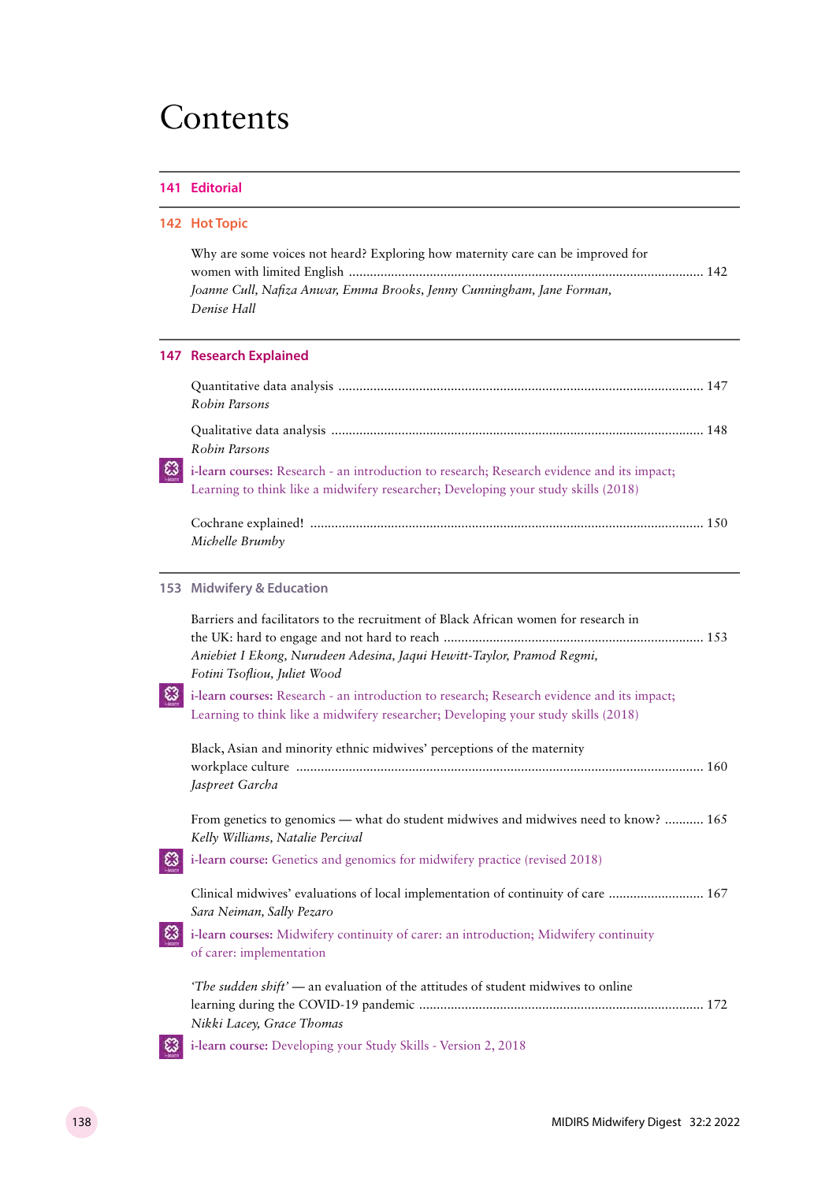# Contents

## 141 Editorial

## 142 Hot Topic

Why are some voices not heard? Exploring how maternity care can be improved for women with limited English ........ 142
*Joanne Cull, Nafiza Anwar, Emma Brooks, Jenny Cunningham, Jane Forman, Denise Hall*

## 147 Research Explained

Quantitative data analysis ........ 147
*Robin Parsons*

Qualitative data analysis ........ 148
*Robin Parsons*

**i-learn courses:** Research - an introduction to research; Research evidence and its impact; Learning to think like a midwifery researcher; Developing your study skills (2018)

Cochrane explained! ........ 150
*Michelle Brumby*

## 153 Midwifery & Education

Barriers and facilitators to the recruitment of Black African women for research in the UK: hard to engage and not hard to reach ........ 153
*Aniebiet I Ekong, Nurudeen Adesina, Jaqui Hewitt-Taylor, Pramod Regmi, Fotini Tsofliou, Juliet Wood*

**i-learn courses:** Research - an introduction to research; Research evidence and its impact; Learning to think like a midwifery researcher; Developing your study skills (2018)

Black, Asian and minority ethnic midwives' perceptions of the maternity workplace culture ........ 160
*Jaspreet Garcha*

From genetics to genomics — what do student midwives and midwives need to know? ........ 165
*Kelly Williams, Natalie Percival*

**i-learn course:** Genetics and genomics for midwifery practice (revised 2018)

Clinical midwives' evaluations of local implementation of continuity of care ........ 167
*Sara Neiman, Sally Pezaro*

**i-learn courses:** Midwifery continuity of carer: an introduction; Midwifery continuity of carer: implementation

*'The sudden shift'* — an evaluation of the attitudes of student midwives to online learning during the COVID-19 pandemic ........ 172
*Nikki Lacey, Grace Thomas*

**i-learn course:** Developing your Study Skills - Version 2, 2018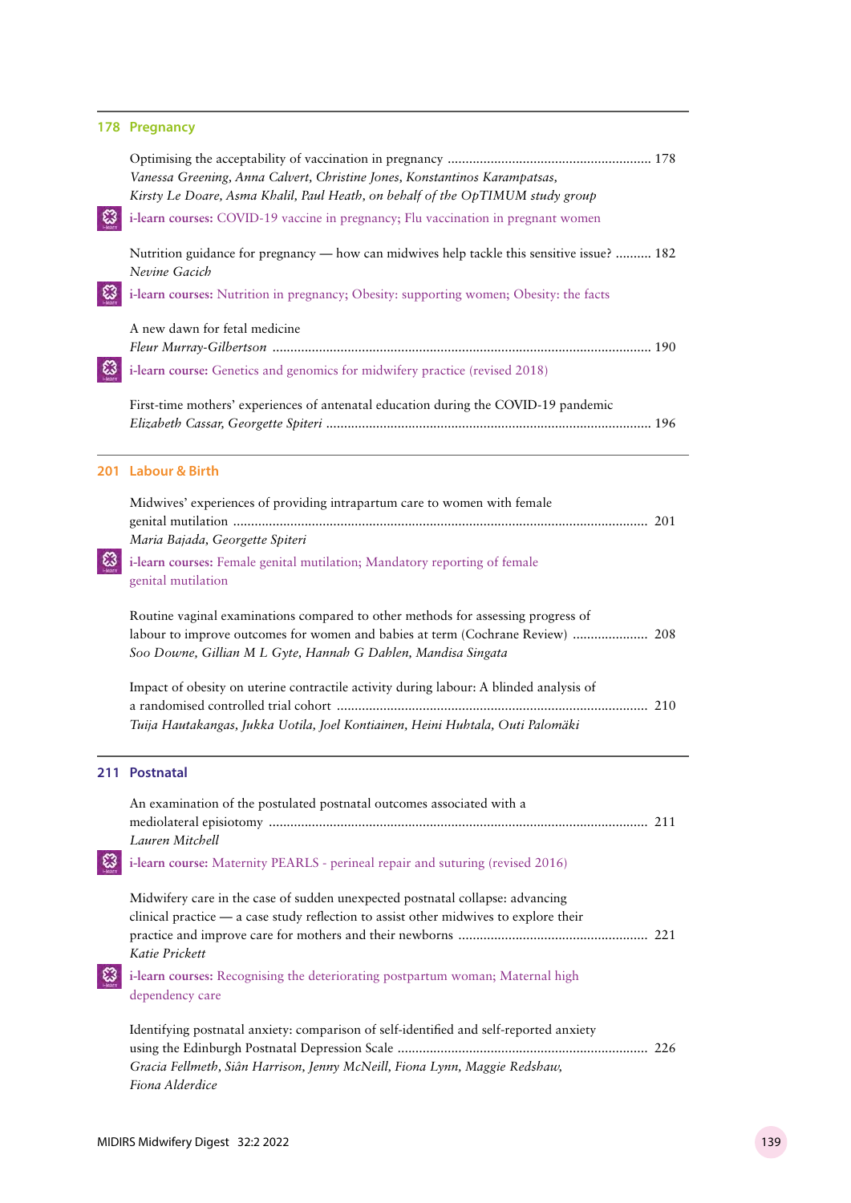## 178 Pregnancy

Optimising the acceptability of vaccination in pregnancy ........................................................ 178
*Vanessa Greening, Anna Calvert, Christine Jones, Konstantinos Karampatsas, Kirsty Le Doare, Asma Khalil, Paul Heath, on behalf of the OpTIMUM study group*

**i-learn courses:** COVID-19 vaccine in pregnancy; Flu vaccination in pregnant women

Nutrition guidance for pregnancy — how can midwives help tackle this sensitive issue? .......... 182
*Nevine Gacich*

**i-learn courses:** Nutrition in pregnancy; Obesity: supporting women; Obesity: the facts

A new dawn for fetal medicine
*Fleur Murray-Gilbertson* ........................................................................................................ 190

**i-learn course:** Genetics and genomics for midwifery practice (revised 2018)

First-time mothers' experiences of antenatal education during the COVID-19 pandemic
*Elizabeth Cassar, Georgette Spiteri* ......................................................................................... 196

## 201 Labour & Birth

Midwives' experiences of providing intrapartum care to women with female genital mutilation ................................................................................................................... 201
*Maria Bajada, Georgette Spiteri*

**i-learn courses:** Female genital mutilation; Mandatory reporting of female genital mutilation

Routine vaginal examinations compared to other methods for assessing progress of labour to improve outcomes for women and babies at term (Cochrane Review) .................... 208
*Soo Downe, Gillian M L Gyte, Hannah G Dahlen, Mandisa Singata*

Impact of obesity on uterine contractile activity during labour: A blinded analysis of a randomised controlled trial cohort ..................................................................................... 210
*Tuija Hautakangas, Jukka Uotila, Joel Kontiainen, Heini Huhtala, Outi Palomäki*

## 211 Postnatal

An examination of the postulated postnatal outcomes associated with a mediolateral episiotomy ....................................................................................................... 211
*Lauren Mitchell*

**i-learn course:** Maternity PEARLS - perineal repair and suturing (revised 2016)

Midwifery care in the case of sudden unexpected postnatal collapse: advancing clinical practice — a case study reflection to assist other midwives to explore their practice and improve care for mothers and their newborns .................................................... 221
*Katie Prickett*

**i-learn courses:** Recognising the deteriorating postpartum woman; Maternal high dependency care

Identifying postnatal anxiety: comparison of self-identified and self-reported anxiety using the Edinburgh Postnatal Depression Scale ..................................................................... 226
*Gracia Fellmeth, Siân Harrison, Jenny McNeill, Fiona Lynn, Maggie Redshaw, Fiona Alderdice*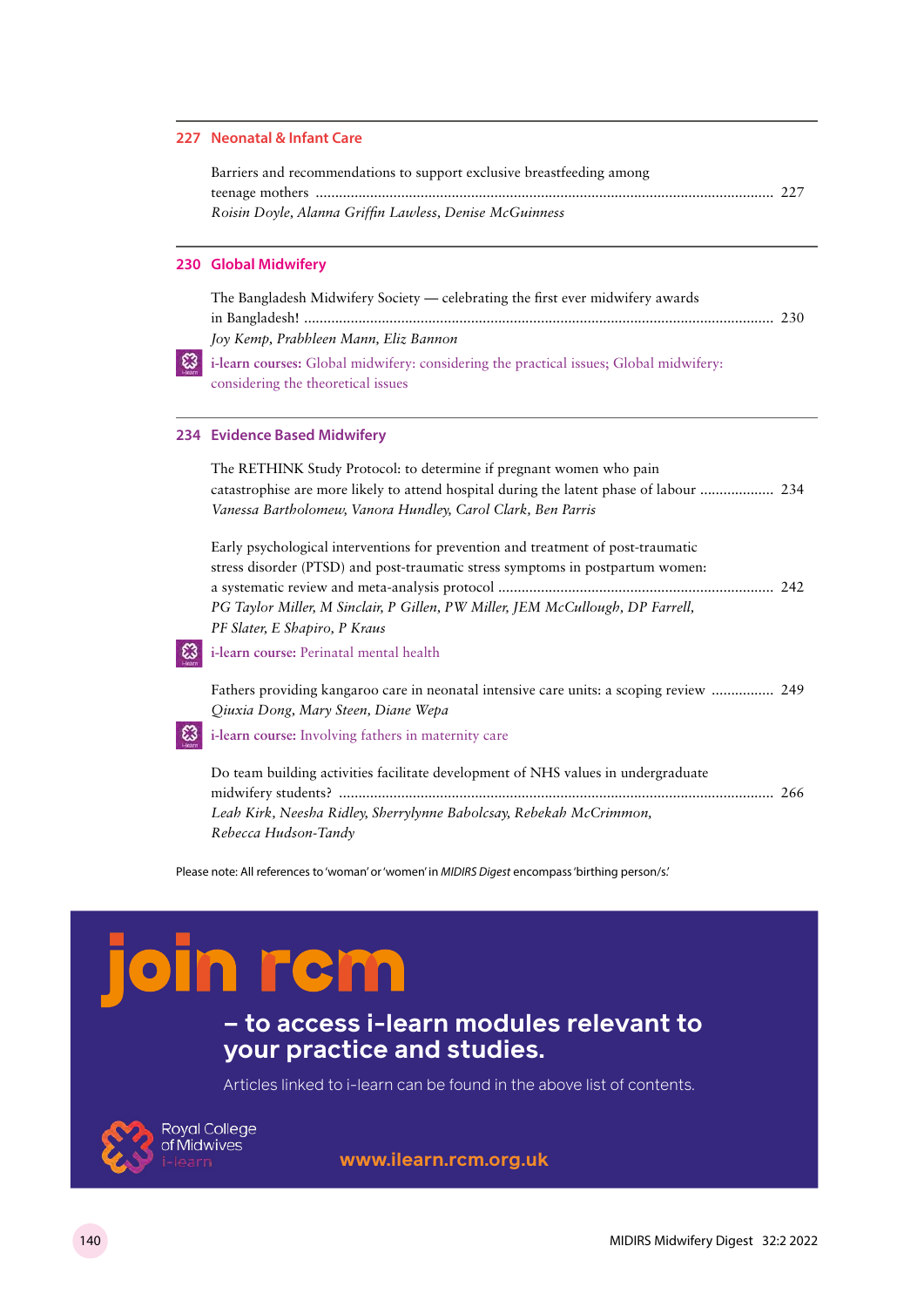## 227 Neonatal & Infant Care

Barriers and recommendations to support exclusive breastfeeding among teenage mothers ........ 227
*Roisin Doyle, Alanna Griffin Lawless, Denise McGuinness*

## 230 Global Midwifery

The Bangladesh Midwifery Society — celebrating the first ever midwifery awards in Bangladesh! ........ 230
*Joy Kemp, Prabhleen Mann, Eliz Bannon*

**i-learn courses:** Global midwifery: considering the practical issues; Global midwifery: considering the theoretical issues

## 234 Evidence Based Midwifery

The RETHINK Study Protocol: to determine if pregnant women who pain catastrophise are more likely to attend hospital during the latent phase of labour ........ 234
*Vanessa Bartholomew, Vanora Hundley, Carol Clark, Ben Parris*

Early psychological interventions for prevention and treatment of post-traumatic stress disorder (PTSD) and post-traumatic stress symptoms in postpartum women: a systematic review and meta-analysis protocol ........ 242
*PG Taylor Miller, M Sinclair, P Gillen, PW Miller, JEM McCullough, DP Farrell, PF Slater, E Shapiro, P Kraus*

**i-learn course:** Perinatal mental health

Fathers providing kangaroo care in neonatal intensive care units: a scoping review ........ 249
*Qiuxia Dong, Mary Steen, Diane Wepa*

**i-learn course:** Involving fathers in maternity care

Do team building activities facilitate development of NHS values in undergraduate midwifery students? ........ 266
*Leah Kirk, Neesha Ridley, Sherrylynne Babolcsay, Rebekah McCrimmon, Rebecca Hudson-Tandy*

Please note: All references to 'woman' or 'women' in *MIDIRS Digest* encompass 'birthing person/s.'

# join rcm

**– to access i-learn modules relevant to your practice and studies.**

Articles linked to i-learn can be found in the above list of contents.

Royal College of Midwives i-learn

www.ilearn.rcm.org.uk